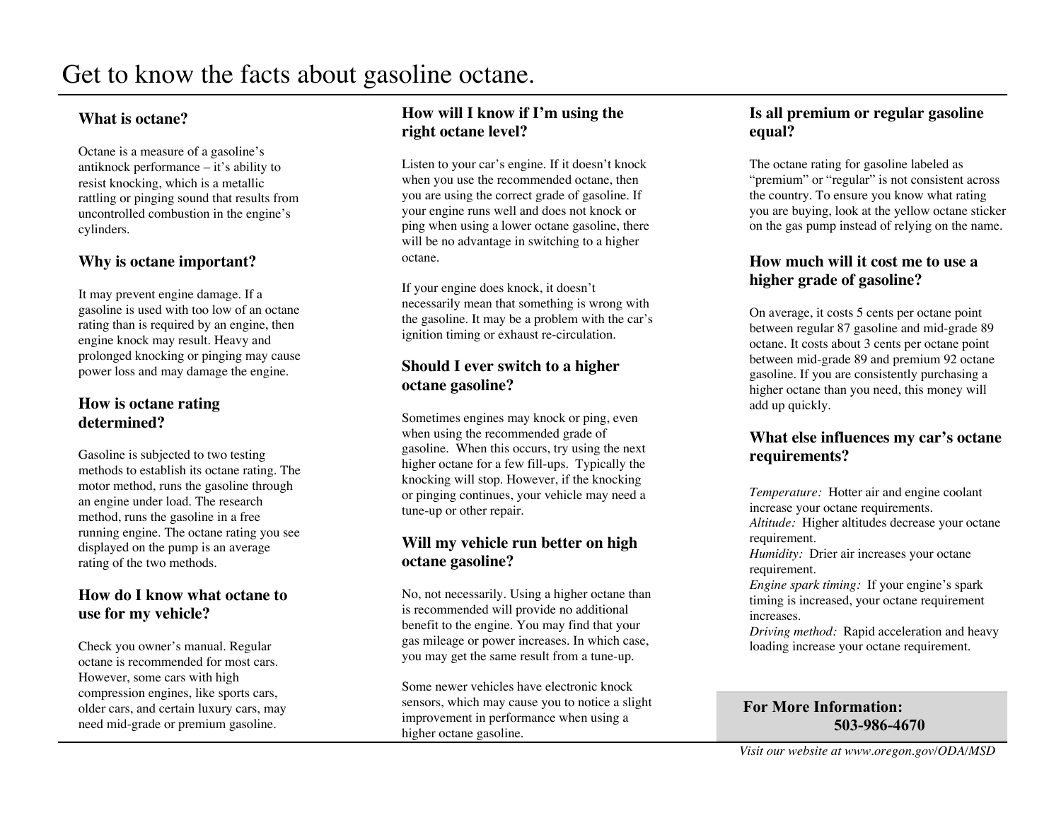# Get to know the facts about gasoline octane.

## What is octane?

Octane is a measure of a gasoline's antiknock performance – it's ability to resist knocking, which is a metallic rattling or pinging sound that results from uncontrolled combustion in the engine's cylinders.

## Why is octane important?

It may prevent engine damage. If a gasoline is used with too low of an octane rating than is required by an engine, then engine knock may result. Heavy and prolonged knocking or pinging may cause power loss and may damage the engine.

## How is octane rating determined?

Gasoline is subjected to two testing methods to establish its octane rating. The motor method, runs the gasoline through an engine under load. The research method, runs the gasoline in a free running engine. The octane rating you see displayed on the pump is an average rating of the two methods.

## How do I know what octane to use for my vehicle?

Check you owner's manual. Regular octane is recommended for most cars. However, some cars with high compression engines, like sports cars, older cars, and certain luxury cars, may need mid-grade or premium gasoline.

## How will I know if I'm using the right octane level?

Listen to your car's engine. If it doesn't knock when you use the recommended octane, then you are using the correct grade of gasoline. If your engine runs well and does not knock or ping when using a lower octane gasoline, there will be no advantage in switching to a higher octane.

If your engine does knock, it doesn't necessarily mean that something is wrong with the gasoline. It may be a problem with the car's ignition timing or exhaust re-circulation.

## Should I ever switch to a higher octane gasoline?

Sometimes engines may knock or ping, even when using the recommended grade of gasoline. When this occurs, try using the next higher octane for a few fill-ups. Typically the knocking will stop. However, if the knocking or pinging continues, your vehicle may need a tune-up or other repair.

## Will my vehicle run better on high octane gasoline?

No, not necessarily. Using a higher octane than is recommended will provide no additional benefit to the engine. You may find that your gas mileage or power increases. In which case, you may get the same result from a tune-up.

Some newer vehicles have electronic knock sensors, which may cause you to notice a slight improvement in performance when using a higher octane gasoline.

## Is all premium or regular gasoline equal?

The octane rating for gasoline labeled as "premium" or "regular" is not consistent across the country. To ensure you know what rating you are buying, look at the yellow octane sticker on the gas pump instead of relying on the name.

## How much will it cost me to use a higher grade of gasoline?

On average, it costs 5 cents per octane point between regular 87 gasoline and mid-grade 89 octane. It costs about 3 cents per octane point between mid-grade 89 and premium 92 octane gasoline. If you are consistently purchasing a higher octane than you need, this money will add up quickly.

## What else influences my car's octane requirements?

*Temperature:* Hotter air and engine coolant increase your octane requirements.
*Altitude:* Higher altitudes decrease your octane requirement.
*Humidity:* Drier air increases your octane requirement.
*Engine spark timing:* If your engine's spark timing is increased, your octane requirement increases.
*Driving method:* Rapid acceleration and heavy loading increase your octane requirement.

**For More Information:**
**503-986-4670**

*Visit our website at www.oregon.gov/ODA/MSD*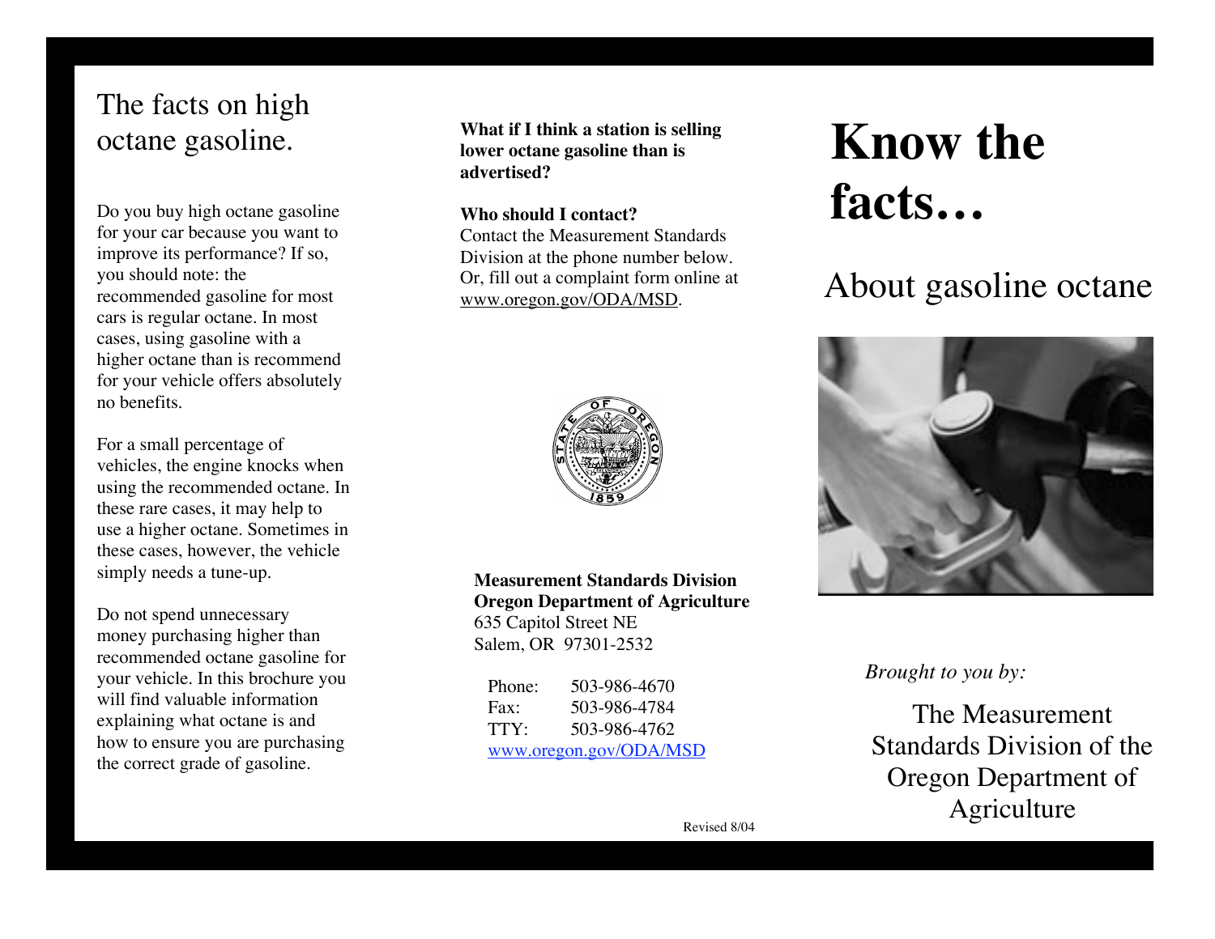## The facts on high octane gasoline.

Do you buy high octane gasoline for your car because you want to improve its performance? If so, you should note: the recommended gasoline for most cars is regular octane. In most cases, using gasoline with a higher octane than is recommend for your vehicle offers absolutely no benefits.

For a small percentage of vehicles, the engine knocks when using the recommended octane. In these rare cases, it may help to use a higher octane. Sometimes in these cases, however, the vehicle simply needs a tune-up.

Do not spend unnecessary money purchasing higher than recommended octane gasoline for your vehicle. In this brochure you will find valuable information explaining what octane is and how to ensure you are purchasing the correct grade of gasoline.

**What if I think a station is selling lower octane gasoline than is advertised?**

**Who should I contact?**
Contact the Measurement Standards Division at the phone number below. Or, fill out a complaint form online at www.oregon.gov/ODA/MSD.

**Measurement Standards Division**
**Oregon Department of Agriculture**
635 Capitol Street NE
Salem, OR 97301-2532

Phone: 503-986-4670
Fax: 503-986-4784
TTY: 503-986-4762
www.oregon.gov/ODA/MSD

Revised 8/04

# Know the facts…

## About gasoline octane

*Brought to you by:*

The Measurement Standards Division of the Oregon Department of Agriculture